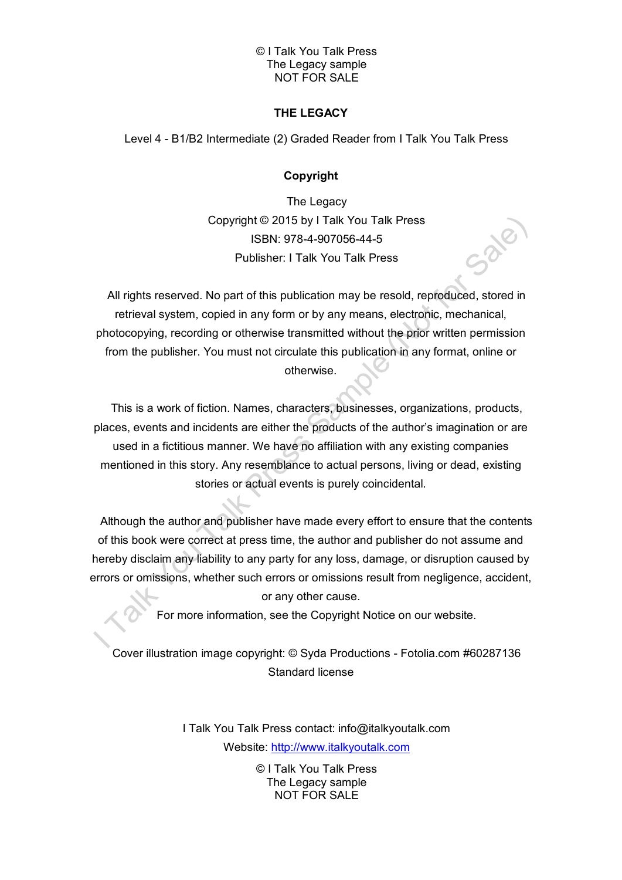© I Talk You Talk Press
The Legacy sample
NOT FOR SALE

# THE LEGACY

Level 4 - B1/B2 Intermediate (2) Graded Reader from I Talk You Talk Press

## Copyright

The Legacy
Copyright © 2015 by I Talk You Talk Press
ISBN: 978-4-907056-44-5
Publisher: I Talk You Talk Press

All rights reserved. No part of this publication may be resold, reproduced, stored in retrieval system, copied in any form or by any means, electronic, mechanical, photocopying, recording or otherwise transmitted without the prior written permission from the publisher. You must not circulate this publication in any format, online or otherwise.

This is a work of fiction. Names, characters, businesses, organizations, products, places, events and incidents are either the products of the author's imagination or are used in a fictitious manner. We have no affiliation with any existing companies mentioned in this story. Any resemblance to actual persons, living or dead, existing stories or actual events is purely coincidental.

Although the author and publisher have made every effort to ensure that the contents of this book were correct at press time, the author and publisher do not assume and hereby disclaim any liability to any party for any loss, damage, or disruption caused by errors or omissions, whether such errors or omissions result from negligence, accident, or any other cause.

For more information, see the Copyright Notice on our website.

Cover illustration image copyright: © Syda Productions - Fotolia.com #60287136 Standard license

I Talk You Talk Press contact: info@italkyoutalk.com
Website: http://www.italkyoutalk.com

© I Talk You Talk Press
The Legacy sample
NOT FOR SALE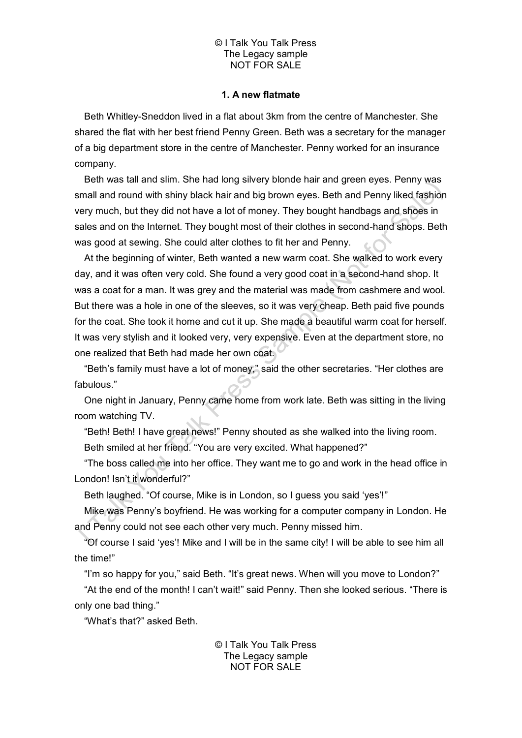## 1. A new flatmate

Beth Whitley-Sneddon lived in a flat about 3km from the centre of Manchester. She shared the flat with her best friend Penny Green. Beth was a secretary for the manager of a big department store in the centre of Manchester. Penny worked for an insurance company.

Beth was tall and slim. She had long silvery blonde hair and green eyes. Penny was small and round with shiny black hair and big brown eyes. Beth and Penny liked fashion very much, but they did not have a lot of money. They bought handbags and shoes in sales and on the Internet. They bought most of their clothes in second-hand shops. Beth was good at sewing. She could alter clothes to fit her and Penny.

At the beginning of winter, Beth wanted a new warm coat. She walked to work every day, and it was often very cold. She found a very good coat in a second-hand shop. It was a coat for a man. It was grey and the material was made from cashmere and wool. But there was a hole in one of the sleeves, so it was very cheap. Beth paid five pounds for the coat. She took it home and cut it up. She made a beautiful warm coat for herself. It was very stylish and it looked very, very expensive. Even at the department store, no one realized that Beth had made her own coat.

"Beth's family must have a lot of money," said the other secretaries. "Her clothes are fabulous."

One night in January, Penny came home from work late. Beth was sitting in the living room watching TV.

"Beth! Beth! I have great news!" Penny shouted as she walked into the living room.

Beth smiled at her friend. "You are very excited. What happened?"

"The boss called me into her office. They want me to go and work in the head office in London! Isn't it wonderful?"

Beth laughed. "Of course, Mike is in London, so I guess you said 'yes'!"

Mike was Penny's boyfriend. He was working for a computer company in London. He and Penny could not see each other very much. Penny missed him.

"Of course I said 'yes'! Mike and I will be in the same city! I will be able to see him all the time!"

"I'm so happy for you," said Beth. "It's great news. When will you move to London?"

"At the end of the month! I can't wait!" said Penny. Then she looked serious. "There is only one bad thing."

"What's that?" asked Beth.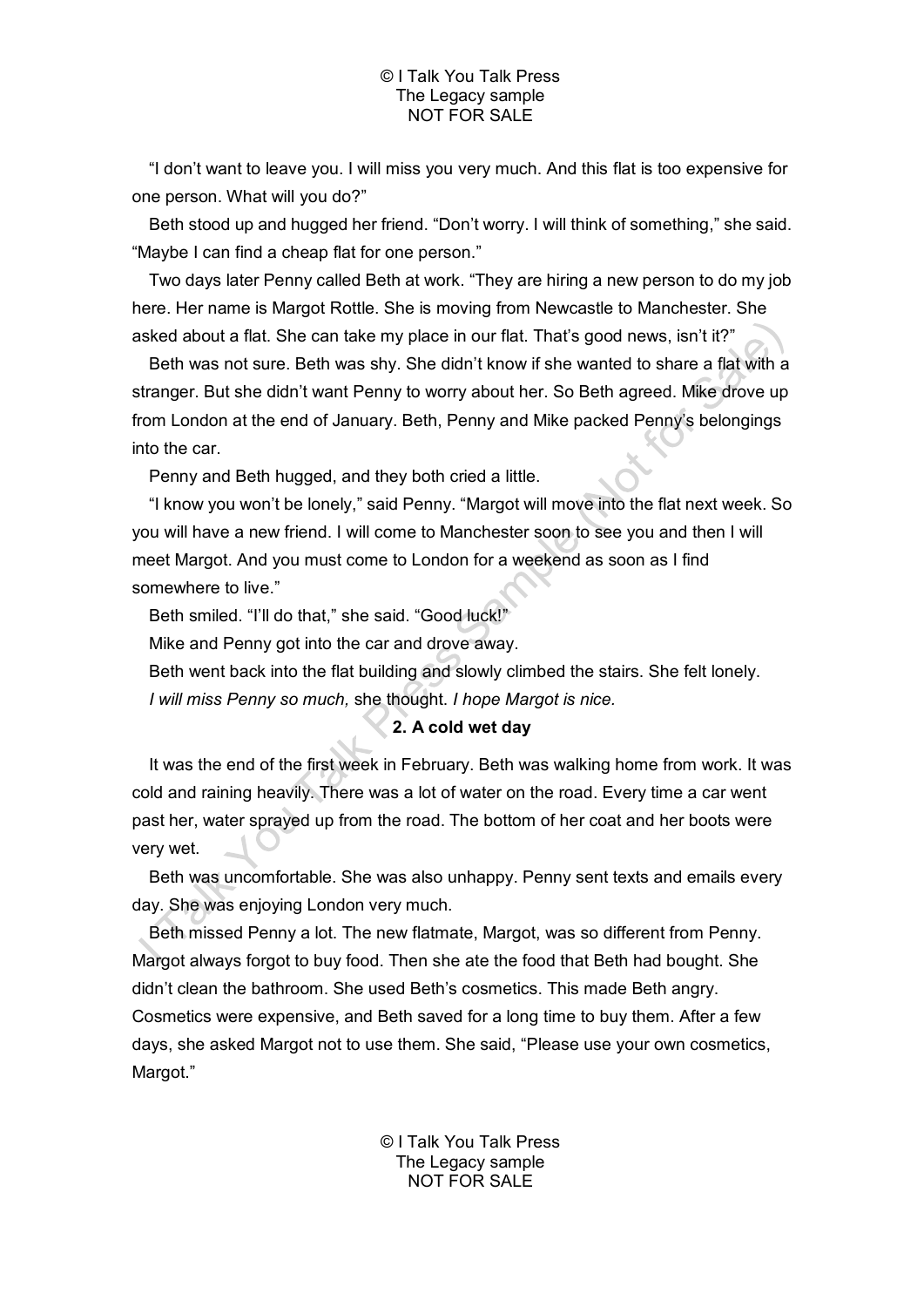“I don’t want to leave you. I will miss you very much. And this flat is too expensive for one person. What will you do?”

Beth stood up and hugged her friend. “Don’t worry. I will think of something,” she said. “Maybe I can find a cheap flat for one person.”

Two days later Penny called Beth at work. “They are hiring a new person to do my job here. Her name is Margot Rottle. She is moving from Newcastle to Manchester. She asked about a flat. She can take my place in our flat. That’s good news, isn’t it?”

Beth was not sure. Beth was shy. She didn’t know if she wanted to share a flat with a stranger. But she didn’t want Penny to worry about her. So Beth agreed. Mike drove up from London at the end of January. Beth, Penny and Mike packed Penny’s belongings into the car.

Penny and Beth hugged, and they both cried a little.

“I know you won’t be lonely,” said Penny. “Margot will move into the flat next week. So you will have a new friend. I will come to Manchester soon to see you and then I will meet Margot. And you must come to London for a weekend as soon as I find somewhere to live.”

Beth smiled. “I’ll do that,” she said. “Good luck!”

Mike and Penny got into the car and drove away.

Beth went back into the flat building and slowly climbed the stairs. She felt lonely.

*I will miss Penny so much,* she thought. *I hope Margot is nice.*

## 2. A cold wet day

It was the end of the first week in February. Beth was walking home from work. It was cold and raining heavily. There was a lot of water on the road. Every time a car went past her, water sprayed up from the road. The bottom of her coat and her boots were very wet.

Beth was uncomfortable. She was also unhappy. Penny sent texts and emails every day. She was enjoying London very much.

Beth missed Penny a lot. The new flatmate, Margot, was so different from Penny. Margot always forgot to buy food. Then she ate the food that Beth had bought. She didn’t clean the bathroom. She used Beth’s cosmetics. This made Beth angry. Cosmetics were expensive, and Beth saved for a long time to buy them. After a few days, she asked Margot not to use them. She said, “Please use your own cosmetics, Margot.”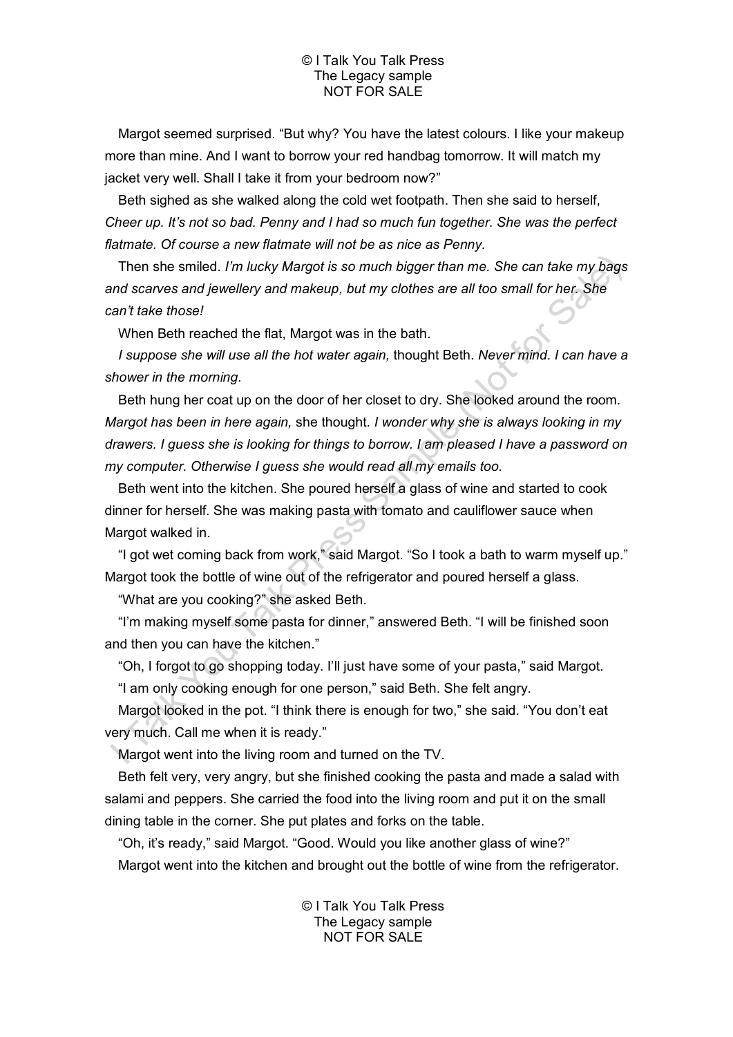Margot seemed surprised. "But why? You have the latest colours. I like your makeup more than mine. And I want to borrow your red handbag tomorrow. It will match my jacket very well. Shall I take it from your bedroom now?"

Beth sighed as she walked along the cold wet footpath. Then she said to herself, *Cheer up. It's not so bad. Penny and I had so much fun together. She was the perfect flatmate. Of course a new flatmate will not be as nice as Penny.*

Then she smiled. *I'm lucky Margot is so much bigger than me. She can take my bags and scarves and jewellery and makeup, but my clothes are all too small for her. She can't take those!*

When Beth reached the flat, Margot was in the bath.

*I suppose she will use all the hot water again,* thought Beth. *Never mind. I can have a shower in the morning.*

Beth hung her coat up on the door of her closet to dry. She looked around the room. *Margot has been in here again,* she thought. *I wonder why she is always looking in my drawers. I guess she is looking for things to borrow. I am pleased I have a password on my computer. Otherwise I guess she would read all my emails too.*

Beth went into the kitchen. She poured herself a glass of wine and started to cook dinner for herself. She was making pasta with tomato and cauliflower sauce when Margot walked in.

"I got wet coming back from work," said Margot. "So I took a bath to warm myself up." Margot took the bottle of wine out of the refrigerator and poured herself a glass.

"What are you cooking?" she asked Beth.

"I'm making myself some pasta for dinner," answered Beth. "I will be finished soon and then you can have the kitchen."

"Oh, I forgot to go shopping today. I'll just have some of your pasta," said Margot.

"I am only cooking enough for one person," said Beth. She felt angry.

Margot looked in the pot. "I think there is enough for two," she said. "You don't eat very much. Call me when it is ready."

Margot went into the living room and turned on the TV.

Beth felt very, very angry, but she finished cooking the pasta and made a salad with salami and peppers. She carried the food into the living room and put it on the small dining table in the corner. She put plates and forks on the table.

"Oh, it's ready," said Margot. "Good. Would you like another glass of wine?"

Margot went into the kitchen and brought out the bottle of wine from the refrigerator.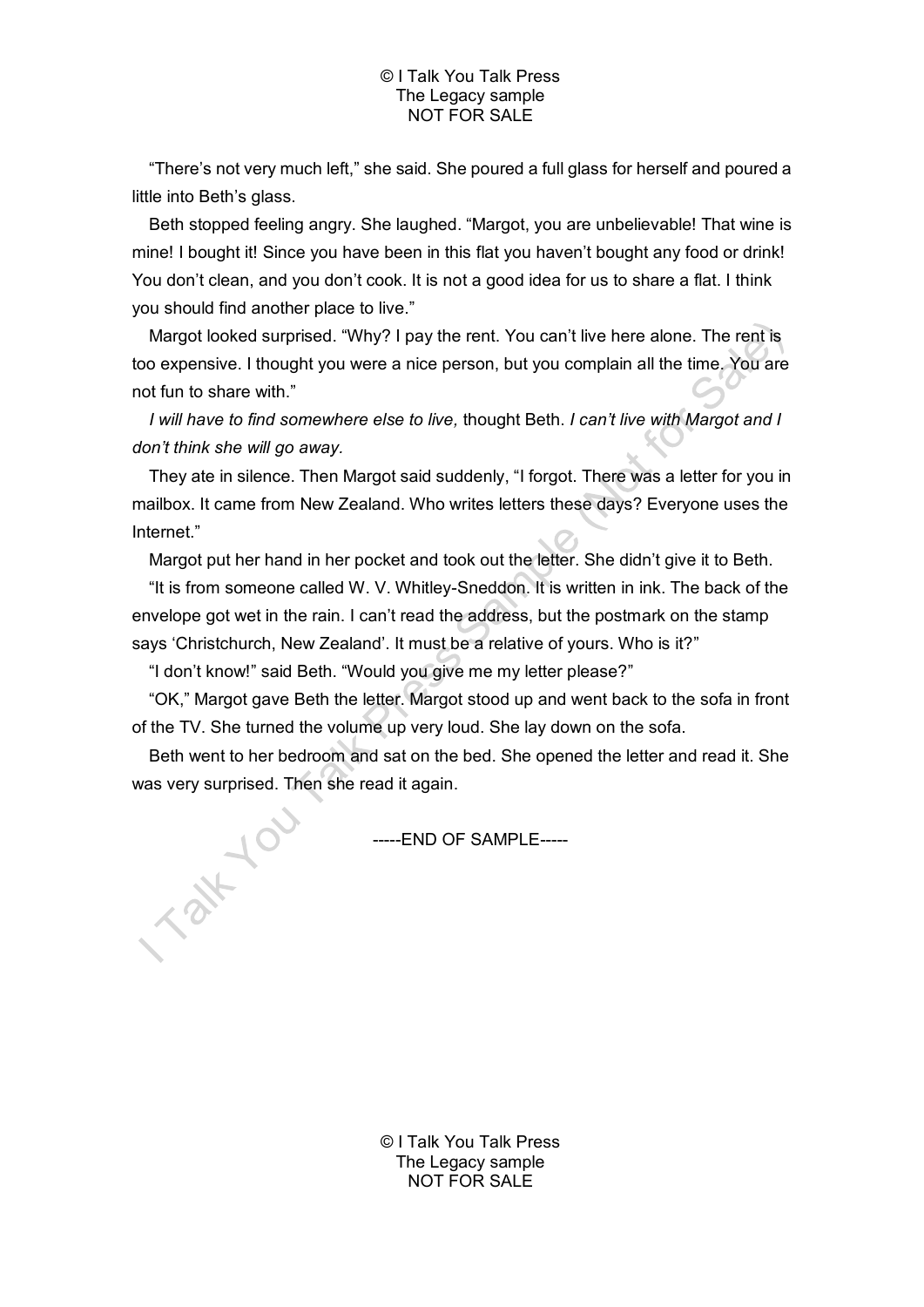"There's not very much left," she said. She poured a full glass for herself and poured a little into Beth's glass.

Beth stopped feeling angry. She laughed. "Margot, you are unbelievable! That wine is mine! I bought it! Since you have been in this flat you haven't bought any food or drink! You don't clean, and you don't cook. It is not a good idea for us to share a flat. I think you should find another place to live."

Margot looked surprised. "Why? I pay the rent. You can't live here alone. The rent is too expensive. I thought you were a nice person, but you complain all the time. You are not fun to share with."

*I will have to find somewhere else to live,* thought Beth. *I can't live with Margot and I don't think she will go away.*

They ate in silence. Then Margot said suddenly, "I forgot. There was a letter for you in mailbox. It came from New Zealand. Who writes letters these days? Everyone uses the Internet."

Margot put her hand in her pocket and took out the letter. She didn't give it to Beth.

"It is from someone called W. V. Whitley-Sneddon. It is written in ink. The back of the envelope got wet in the rain. I can't read the address, but the postmark on the stamp says 'Christchurch, New Zealand'. It must be a relative of yours. Who is it?"

"I don't know!" said Beth. "Would you give me my letter please?"

"OK," Margot gave Beth the letter. Margot stood up and went back to the sofa in front of the TV. She turned the volume up very loud. She lay down on the sofa.

Beth went to her bedroom and sat on the bed. She opened the letter and read it. She was very surprised. Then she read it again.

-----END OF SAMPLE-----